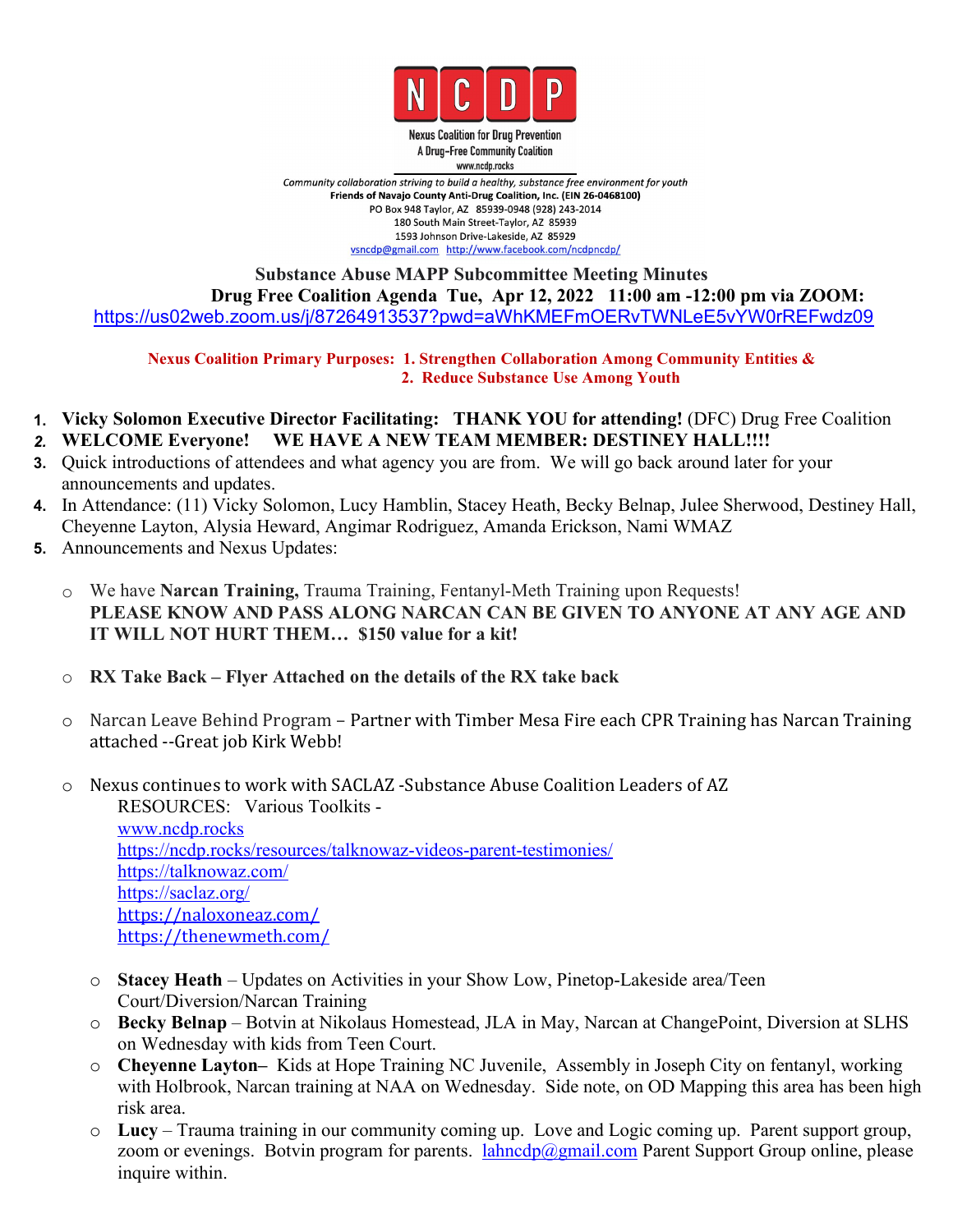**NCDP**

Nexus Coalition for Drug Prevention
A Drug-Free Community Coalition
www.ncdp.rocks

*Community collaboration striving to build a healthy, substance free environment for youth*

**Friends of Navajo County Anti-Drug Coalition, Inc. (EIN 26-0468100)**

PO Box 948 Taylor, AZ 85939-0948 (928) 243-2014
180 South Main Street-Taylor, AZ 85939
1593 Johnson Drive-Lakeside, AZ 85929
vsncdp@gmail.com http://www.facebook.com/ncdpncdp/

**Substance Abuse MAPP Subcommittee Meeting Minutes**

**Drug Free Coalition Agenda Tue, Apr 12, 2022 11:00 am -12:00 pm via ZOOM:**
https://us02web.zoom.us/j/87264913537?pwd=aWhKMEFmOERvTWNLeE5vYW0rREFwdz09

**Nexus Coalition Primary Purposes: 1. Strengthen Collaboration Among Community Entities &
2. Reduce Substance Use Among Youth**

1. **Vicky Solomon Executive Director Facilitating: THANK YOU for attending!** (DFC) Drug Free Coalition
2. **WELCOME Everyone! WE HAVE A NEW TEAM MEMBER: DESTINEY HALL!!!!**
3. Quick introductions of attendees and what agency you are from. We will go back around later for your announcements and updates.
4. In Attendance: (11) Vicky Solomon, Lucy Hamblin, Stacey Heath, Becky Belnap, Julee Sherwood, Destiney Hall, Cheyenne Layton, Alysia Heward, Angimar Rodriguez, Amanda Erickson, Nami WMAZ
5. Announcements and Nexus Updates:
   - We have **Narcan Training,** Trauma Training, Fentanyl-Meth Training upon Requests! **PLEASE KNOW AND PASS ALONG NARCAN CAN BE GIVEN TO ANYONE AT ANY AGE AND IT WILL NOT HURT THEM… $150 value for a kit!**
   - **RX Take Back – Flyer Attached on the details of the RX take back**
   - Narcan Leave Behind Program – Partner with Timber Mesa Fire each CPR Training has Narcan Training attached --Great job Kirk Webb!
   - Nexus continues to work with SACLAZ -Substance Abuse Coalition Leaders of AZ
     RESOURCES: Various Toolkits -
     www.ncdp.rocks
     https://ncdp.rocks/resources/talknowaz-videos-parent-testimonies/
     https://talknowaz.com/
     https://saclaz.org/
     https://naloxoneaz.com/
     https://thenewmeth.com/
     - **Stacey Heath** – Updates on Activities in your Show Low, Pinetop-Lakeside area/Teen Court/Diversion/Narcan Training
     - **Becky Belnap** – Botvin at Nikolaus Homestead, JLA in May, Narcan at ChangePoint, Diversion at SLHS on Wednesday with kids from Teen Court.
     - **Cheyenne Layton–** Kids at Hope Training NC Juvenile, Assembly in Joseph City on fentanyl, working with Holbrook, Narcan training at NAA on Wednesday. Side note, on OD Mapping this area has been high risk area.
     - **Lucy** – Trauma training in our community coming up. Love and Logic coming up. Parent support group, zoom or evenings. Botvin program for parents. lahncdp@gmail.com Parent Support Group online, please inquire within.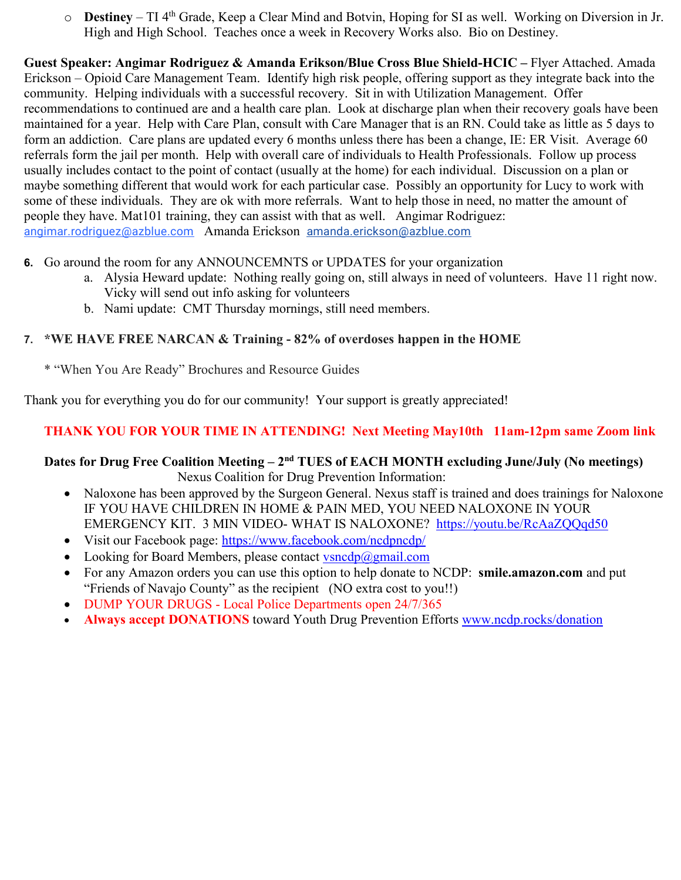- **Destiney** – TI 4th Grade, Keep a Clear Mind and Botvin, Hoping for SI as well. Working on Diversion in Jr. High and High School. Teaches once a week in Recovery Works also. Bio on Destiney.

**Guest Speaker: Angimar Rodriguez & Amanda Erikson/Blue Cross Blue Shield-HCIC –** Flyer Attached. Amada Erickson – Opioid Care Management Team. Identify high risk people, offering support as they integrate back into the community. Helping individuals with a successful recovery. Sit in with Utilization Management. Offer recommendations to continued are and a health care plan. Look at discharge plan when their recovery goals have been maintained for a year. Help with Care Plan, consult with Care Manager that is an RN. Could take as little as 5 days to form an addiction. Care plans are updated every 6 months unless there has been a change, IE: ER Visit. Average 60 referrals form the jail per month. Help with overall care of individuals to Health Professionals. Follow up process usually includes contact to the point of contact (usually at the home) for each individual. Discussion on a plan or maybe something different that would work for each particular case. Possibly an opportunity for Lucy to work with some of these individuals. They are ok with more referrals. Want to help those in need, no matter the amount of people they have. Mat101 training, they can assist with that as well. Angimar Rodriguez: angimar.rodriguez@azblue.com Amanda Erickson amanda.erickson@azblue.com

6. Go around the room for any ANNOUNCEMNTS or UPDATES for your organization
   a. Alysia Heward update: Nothing really going on, still always in need of volunteers. Have 11 right now. Vicky will send out info asking for volunteers
   b. Nami update: CMT Thursday mornings, still need members.

7. **\*WE HAVE FREE NARCAN & Training - 82% of overdoses happen in the HOME**

   \* "When You Are Ready" Brochures and Resource Guides

Thank you for everything you do for our community! Your support is greatly appreciated!

**THANK YOU FOR YOUR TIME IN ATTENDING! Next Meeting May10th 11am-12pm same Zoom link**

**Dates for Drug Free Coalition Meeting – 2nd TUES of EACH MONTH excluding June/July (No meetings)**

Nexus Coalition for Drug Prevention Information:

- Naloxone has been approved by the Surgeon General. Nexus staff is trained and does trainings for Naloxone IF YOU HAVE CHILDREN IN HOME & PAIN MED, YOU NEED NALOXONE IN YOUR EMERGENCY KIT. 3 MIN VIDEO- WHAT IS NALOXONE? https://youtu.be/RcAaZQQqd50
- Visit our Facebook page: https://www.facebook.com/ncdpncdp/
- Looking for Board Members, please contact vsncdp@gmail.com
- For any Amazon orders you can use this option to help donate to NCDP: **smile.amazon.com** and put "Friends of Navajo County" as the recipient (NO extra cost to you!!)
- DUMP YOUR DRUGS - Local Police Departments open 24/7/365
- **Always accept DONATIONS** toward Youth Drug Prevention Efforts www.ncdp.rocks/donation